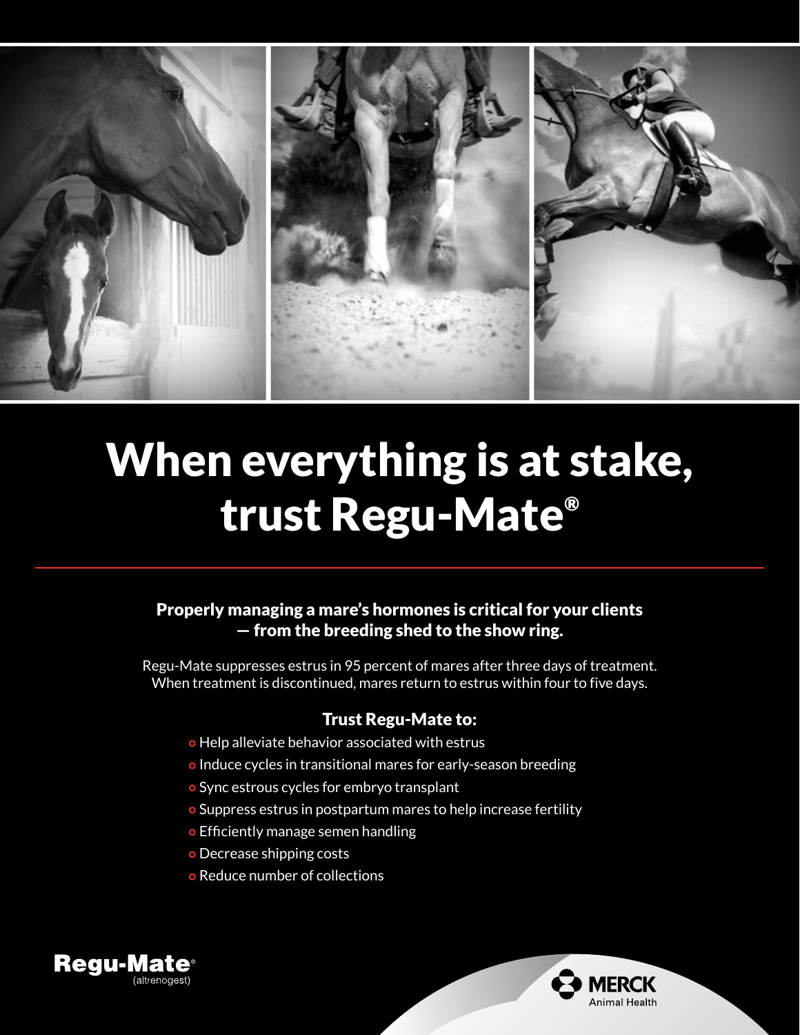# When everything is at stake, trust Regu-Mate®

**Properly managing a mare's hormones is critical for your clients — from the breeding shed to the show ring.**

Regu-Mate suppresses estrus in 95 percent of mares after three days of treatment. When treatment is discontinued, mares return to estrus within four to five days.

### Trust Regu-Mate to:

- Help alleviate behavior associated with estrus
- Induce cycles in transitional mares for early-season breeding
- Sync estrous cycles for embryo transplant
- Suppress estrus in postpartum mares to help increase fertility
- Efficiently manage semen handling
- Decrease shipping costs
- Reduce number of collections

**Regu-Mate®** (altrenogest)

MERCK Animal Health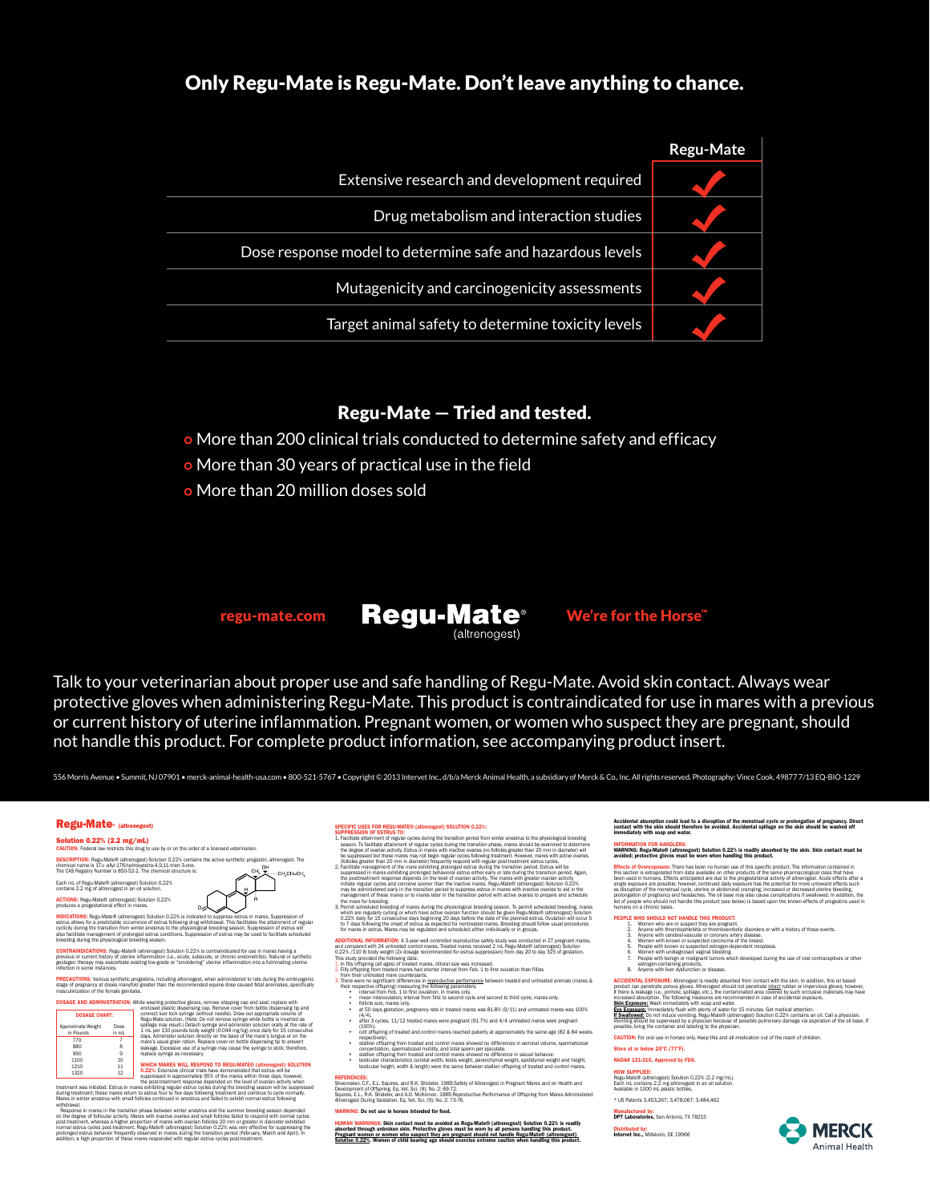# Only Regu-Mate is Regu-Mate. Don't leave anything to chance.

| | Regu-Mate |
|---|---|
| Extensive research and development required | ✓ |
| Drug metabolism and interaction studies | ✓ |
| Dose response model to determine safe and hazardous levels | ✓ |
| Mutagenicity and carcinogenicity assessments | ✓ |
| Target animal safety to determine toxicity levels | ✓ |

## Regu-Mate — Tried and tested.

- More than 200 clinical trials conducted to determine safety and efficacy
- More than 30 years of practical use in the field
- More than 20 million doses sold

regu-mate.com **Regu-Mate®** (altrenogest) We're for the Horse™

Talk to your veterinarian about proper use and safe handling of Regu-Mate. Avoid skin contact. Always wear protective gloves when administering Regu-Mate. This product is contraindicated for use in mares with a previous or current history of uterine inflammation. Pregnant women, or women who suspect they are pregnant, should not handle this product. For complete product information, see accompanying product insert.

556 Morris Avenue • Summit, NJ 07901 • merck-animal-health-usa.com • 800-521-5767 • Copyright © 2013 Intervet Inc., d/b/a Merck Animal Health, a subsidiary of Merck & Co., Inc. All rights reserved. Photography: Vince Cook. 49877 7/13 EQ-BIO-1229

## Regu-Mate® (altrenogest)

**Solution 0.22% (2.2 mg/mL)**

**CAUTION:** Federal law restricts this drug to use by or on the order of a licensed veterinarian.

**DESCRIPTION:** Regu-Mate® (altrenogest) Solution 0.22% contains the active synthetic progestin, altrenogest. The chemical name is 17α-allyl-17β-hydroxyestra-4,9,11-trien-3-one. The CAS Registry Number is 850-52-2. The chemical structure is:

Each mL of Regu-Mate® (altrenogest) Solution 0.22% contains 2.2 mg of altrenogest in an oil solution.

**ACTIONS:** Regu-Mate® (altrenogest) Solution 0.22% produces a progestational effect in mares.

**INDICATIONS:** Regu-Mate® (altrenogest) Solution 0.22% is indicated to suppress estrus in mares. Suppression of estrus allows for a predictable occurrence of estrus following drug withdrawal. This facilitates the attainment of regular cyclicity during the transition from winter anestrus to the physiological breeding season. Suppression of estrus will also facilitate management of prolonged estrus conditions. Suppression of estrus may be used to facilitate scheduled breeding during the physiological breeding season.

**CONTRAINDICATIONS:** Regu-Mate® (altrenogest) Solution 0.22% is contraindicated for use in mares having a previous or current history of uterine inflammation (i.e., acute, subacute, or chronic endometritis). Natural or synthetic gestagen therapy may exacerbate existing low-grade or "smoldering" uterine inflammation into a fulminating uterine infection in some instances.

**PRECAUTIONS:** Various synthetic progestins, including altrenogest, when administered to rats during the embryogenic stage of pregnancy at doses manyfold greater than the recommended equine dose caused fetal anomalies, specifically masculinization of the female genitalia.

**DOSAGE AND ADMINISTRATION:** While wearing protective gloves, remove shipping cap and seal; replace with enclosed plastic dispensing cap. Remove cover from bottle dispensing tip and connect luer lock syringe (without needle). Draw out appropriate volume of Regu-Mate solution. (Note: Do not remove syringe while bottle is inverted as spillage may result.) Detach syringe and administer solution orally at the rate of 1 mL per 110 pounds body weight (0.044 mg/kg) once daily for 15 consecutive days. Administer solution directly on the base of the mare's tongue or on the mare's usual grain ration. Replace cover on bottle dispensing tip to prevent leakage. Excessive use of a syringe may cause the syringe to stick; therefore, replace syringe as necessary.

| DOSAGE CHART: | |
|---|---|
| Approximate Weight in Pounds | Dose in mL |
| 770 | 7 |
| 880 | 8 |
| 990 | 9 |
| 1100 | 10 |
| 1210 | 11 |
| 1320 | 12 |

**WHICH MARES WILL RESPOND TO REGU-MATE® (altrenogest) SOLUTION 0.22%:** Extensive clinical trials have demonstrated that estrus will be suppressed in approximately 95% of the mares within three days; however, the post-treatment response depended on the level of ovarian activity when treatment was initiated. Estrus in mares exhibiting regular estrus cycles during the breeding season will be suppressed during treatment; these mares return to estrus four to five days following treatment and continue to cycle normally. Mares in winter anestrus with small follicles continued in anestrus and failed to exhibit normal estrus following withdrawal.

Response in mares in the transition phase between winter anestrus and the summer breeding season depended on the degree of follicular activity. Mares with inactive ovaries and small follicles failed to respond with normal cycles post-treatment, whereas a higher proportion of mares with ovarian follicles 20 mm or greater in diameter exhibited normal estrus cycles post-treatment. Regu-Mate® (altrenogest) Solution 0.22% was very effective for suppressing the prolonged estrus behavior frequently observed in mares during the transition period (February, March and April). In addition, a high proportion of these mares responded with regular estrus cycles post-treatment.

**SPECIFIC USES FOR REGU-MATE® (altrenogest) SOLUTION 0.22%:**
**SUPPRESSION OF ESTRUS TO:**

1. Facilitate attainment of regular cycles during the transition period from winter anestrus to the physiological breeding season. To facilitate attainment of regular cycles during the transition phase, mares should be examined to determine the degree of ovarian activity. Estrus in mares with inactive ovaries (no follicles greater than 20 mm in diameter) will be suppressed but these mares may not begin regular cycles following treatment. However, mares with active ovaries (follicles greater than 20 mm in diameter) frequently respond with regular post-treatment estrus cycles.
2. Facilitate management of the mare exhibiting prolonged estrus during the transition period. Estrus will be suppressed in mares exhibiting prolonged behavioral estrus either early or late during the transition period. Again, the posttreatment response depends on the level of ovarian activity. The mares with greater ovarian activity initiate regular cycles and conceive sooner than the inactive mares. Regu-Mate® (altrenogest) Solution 0.22% may be administered early in the transition period to suppress estrus in mares with inactive ovaries to aid in the management of these mares or to mares later in the transition period with active ovaries to prepare and schedule the mare for breeding.
3. Permit scheduled breeding of mares during the physiological breeding season. To permit scheduled breeding, mares which are regularly cycling or which have active ovarian function should be given Regu-Mate® (altrenogest) Solution 0.22% daily for 15 consecutive days beginning 20 days before the date of the planned estrus. Ovulation will occur 5 to 7 days following the onset of estrus as expected for nontreated mares. Breeding should follow usual procedures for mares in estrus. Mares may be regulated and scheduled either individually or in groups.

**ADDITIONAL INFORMATION:** A 3-year well controlled reproductive safety study was conducted in 27 pregnant mares, and compared with 24 untreated control mares. Treated mares received 2 mL Regu-Mate® (altrenogest) Solution 0.22% /110 lb body weight (2x dosage recommended for estrus suppression) from day 20 to day 325 of gestation.

This study provided the following data:

1. In filly offspring (all ages) of treated mares, clitoral size was increased.
2. Filly offspring from treated mares had shorter interval from Feb. 1 to first ovulation than fillies from their untreated mare counterparts.
3. There were no significant differences in reproductive performance between treated and untreated animals (mares & their respective offspring) measuring the following parameters:
   - interval from Feb. 1 to first ovulation, in mares only.
   - mean interovulatory interval from first to second cycle and second to third cycle, mares only.
   - follicle size, mares only.
   - at 50 days gestation, pregnancy rate in treated mares was 81.8% (9/11) and untreated mares was 100% (4/4).
   - after 3 cycles, 11/12 treated mares were pregnant (91.7%) and 4/4 untreated mares were pregnant (100%).
   - colt offspring of treated and control mares reached puberty at approximately the same age (82 & 84 weeks respectively).
   - stallion offspring from treated and control mares showed no differences in seminal volume, spermatozoal concentration, spermatozoal motility, and total sperm per ejaculate.
   - stallion offspring from treated and control mares showed no difference in sexual behavior.
   - testicular characteristics (scrotal width, testis weight, parenchymal weight, epididymal weight and height, testicular height, width & length) were the same between stallion offspring of treated and control mares.

**REFERENCES:**
Shoemaker, C.F., E.L. Squires, and R.K. Shideler. 1989.Safety of Altrenogest in Pregnant Mares and on Health and Development of Offspring. Eq. Vet. Sci. (9); No. 2: 69-72.
Squires, E.L., R.K. Shideler, and A.O. McKinnon. 1989.Reproductive Performance of Offspring from Mares Administered Altrenogest During Gestation. Eq. Vet. Sci. (9); No. 2: 73-76.

**WARNING: Do not use in horses intended for food.**

**HUMAN WARNINGS: Skin contact must be avoided as Regu-Mate® (altrenogest) Solution 0.22% is readily absorbed through unbroken skin. Protective gloves must be worn by all persons handling this product. Pregnant women or women who suspect they are pregnant should not handle Regu-Mate® (altrenogest) Solution 0.22%. Women of child bearing age should exercise extreme caution when handling this product. Accidental absorption could lead to a disruption of the menstrual cycle or prolongation of pregnancy. Direct contact with the skin should therefore be avoided. Accidental spillage on the skin should be washed off immediately with soap and water.**

**INFORMATION FOR HANDLERS:**
**WARNING: Regu-Mate® (altrenogest) Solution 0.22% is readily absorbed by the skin. Skin contact must be avoided; protective gloves must be worn when handling this product.**

**Effects of Overexposure:** There has been no human use of this specific product. The information contained in this section is extrapolated from data available on other products of the same pharmacological class that have been used in humans. Effects anticipated are due to the progestational activity of altrenogest. Acute effects after a single exposure are possible; however, continued daily exposure has the potential for more untoward effects such as disruption of the menstrual cycle, uterine or abdominal cramping, increased or decreased uterine bleeding, prolongation of pregnancy and headaches. The oil base may also cause complications if swallowed. In addition, the list of people who should not handle this product (see below) is based upon the known effects of progestins used in humans on a chronic basis.

**PEOPLE WHO SHOULD NOT HANDLE THIS PRODUCT.**

1. Women who are or suspect they are pregnant.
2. Anyone with thrombophlebitis or thromboembolic disorders or with a history of these events.
3. Anyone with cerebral-vascular or coronary artery disease.
4. Women with known or suspected carcinoma of the breast.
5. People with known or suspected estrogen-dependent neoplasia.
6. Women with undiagnosed vaginal bleeding.
7. People with benign or malignant tumors which developed during the use of oral contraceptives or other estrogen-containing products.
8. Anyone with liver dysfunction or disease.

**ACCIDENTAL EXPOSURE:** Altrenogest is readily absorbed from contact with the skin. In addition, this oil based product can penetrate porous gloves. Altrenogest should not penetrate intact rubber or impervious gloves; however, if there is leakage (i.e., pinhole, spillage, etc.), the contaminated area covered by such occlusive materials may have increased absorption. The following measures are recommended in case of accidental exposure.
**Skin Exposure:** Wash immediately with soap and water.
**Eye Exposure:** Immediately flush with plenty of water for 15 minutes. Get medical attention.
**If Swallowed:** Do not induce vomiting. Regu-Mate® (altrenogest) Solution 0.22% contains an oil. Call a physician. Vomiting should be supervised by a physician because of possible pulmonary damage via aspiration of the oil base. If possible, bring the container and labeling to the physician.

**CAUTION:** For oral use in horses only. Keep this and all medication out of the reach of children.

**Store at or below 25°C (77°F).**

**NADA# 131-310, Approved by FDA.**

**HOW SUPPLIED:**
Regu-Mate® (altrenogest) Solution 0.22% (2.2 mg/mL).
Each mL contains 2.2 mg altrenogest in an oil solution.
Available in 1000 mL plastic bottles.

* US Patents 3,453,267; 3,478,067; 3,484,462

**Manufactured by:**
**DPT Laboratories,** San Antonio, TX 78215

**Distributed by:**
**Intervet Inc.,** Millsboro, DE 19966

MERCK Animal Health